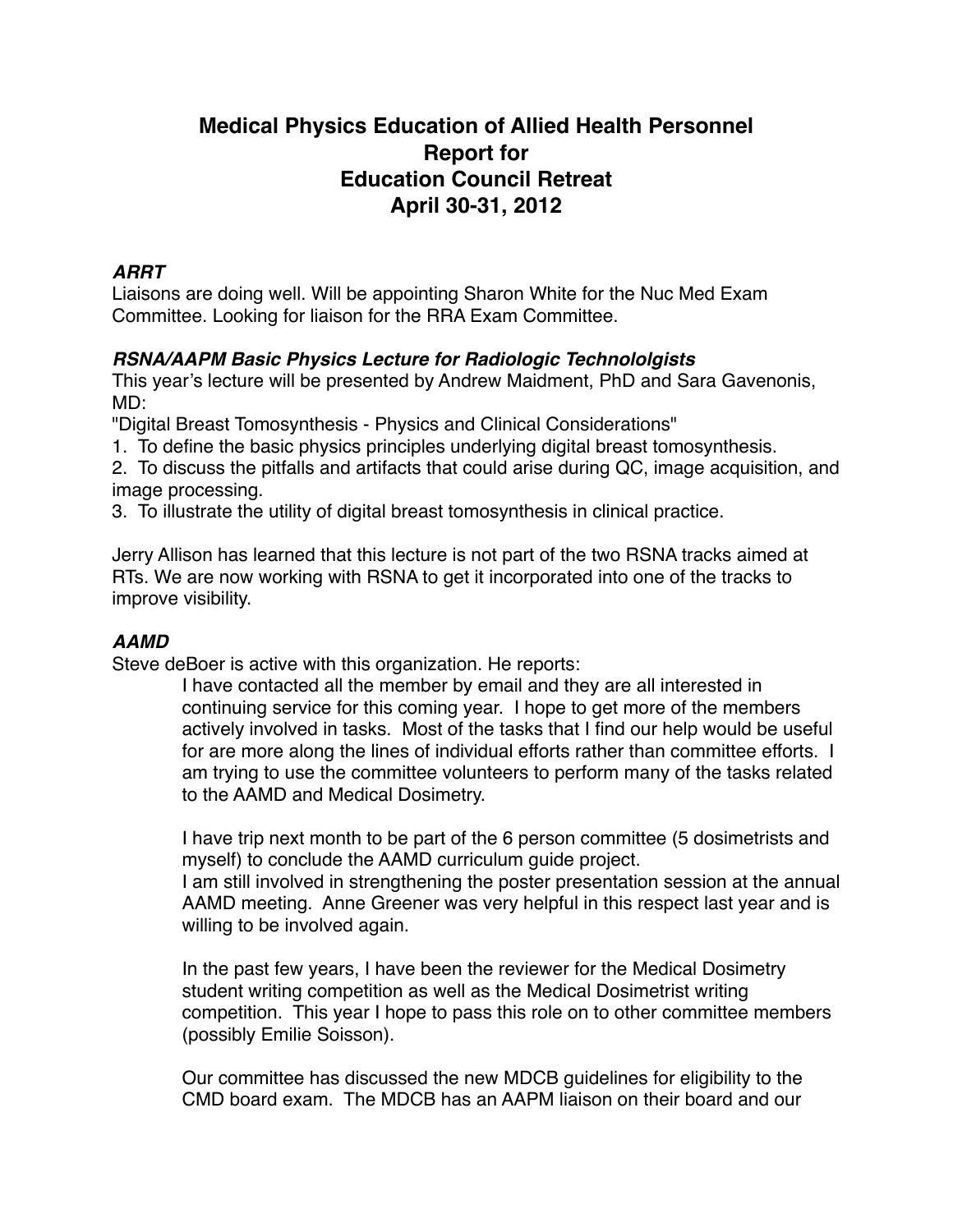# Medical Physics Education of Allied Health Personnel
# Report for
# Education Council Retreat
# April 30-31, 2012

### ***ARRT***

Liaisons are doing well. Will be appointing Sharon White for the Nuc Med Exam Committee. Looking for liaison for the RRA Exam Committee.

### ***RSNA/AAPM Basic Physics Lecture for Radiologic Technololgists***

This year's lecture will be presented by Andrew Maidment, PhD and Sara Gavenonis, MD:

"Digital Breast Tomosynthesis - Physics and Clinical Considerations"

1. To define the basic physics principles underlying digital breast tomosynthesis.
2. To discuss the pitfalls and artifacts that could arise during QC, image acquisition, and image processing.
3. To illustrate the utility of digital breast tomosynthesis in clinical practice.

Jerry Allison has learned that this lecture is not part of the two RSNA tracks aimed at RTs. We are now working with RSNA to get it incorporated into one of the tracks to improve visibility.

### ***AAMD***

Steve deBoer is active with this organization. He reports:

> I have contacted all the member by email and they are all interested in continuing service for this coming year. I hope to get more of the members actively involved in tasks. Most of the tasks that I find our help would be useful for are more along the lines of individual efforts rather than committee efforts. I am trying to use the committee volunteers to perform many of the tasks related to the AAMD and Medical Dosimetry.
>
> I have trip next month to be part of the 6 person committee (5 dosimetrists and myself) to conclude the AAMD curriculum guide project.
> I am still involved in strengthening the poster presentation session at the annual AAMD meeting. Anne Greener was very helpful in this respect last year and is willing to be involved again.
>
> In the past few years, I have been the reviewer for the Medical Dosimetry student writing competition as well as the Medical Dosimetrist writing competition. This year I hope to pass this role on to other committee members (possibly Emilie Soisson).
>
> Our committee has discussed the new MDCB guidelines for eligibility to the CMD board exam. The MDCB has an AAPM liaison on their board and our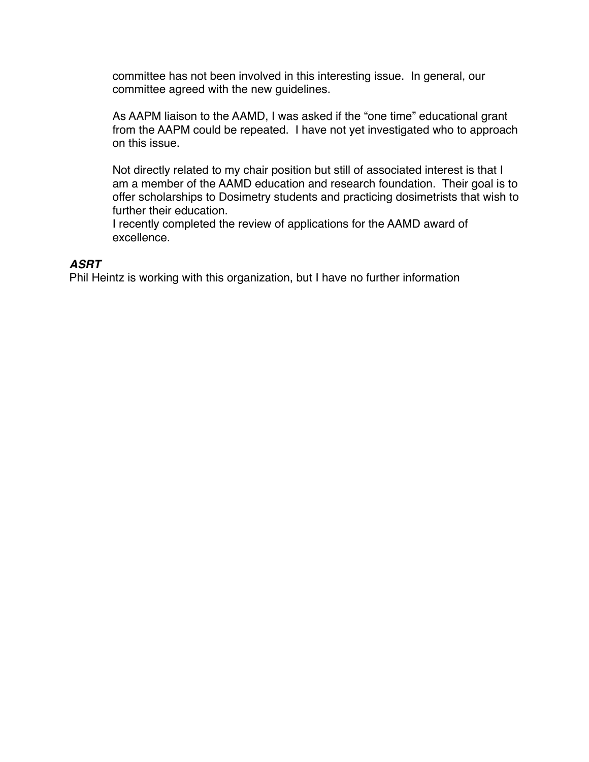committee has not been involved in this interesting issue. In general, our committee agreed with the new guidelines.

As AAPM liaison to the AAMD, I was asked if the "one time" educational grant from the AAPM could be repeated. I have not yet investigated who to approach on this issue.

Not directly related to my chair position but still of associated interest is that I am a member of the AAMD education and research foundation. Their goal is to offer scholarships to Dosimetry students and practicing dosimetrists that wish to further their education.
I recently completed the review of applications for the AAMD award of excellence.

***ASRT***

Phil Heintz is working with this organization, but I have no further information